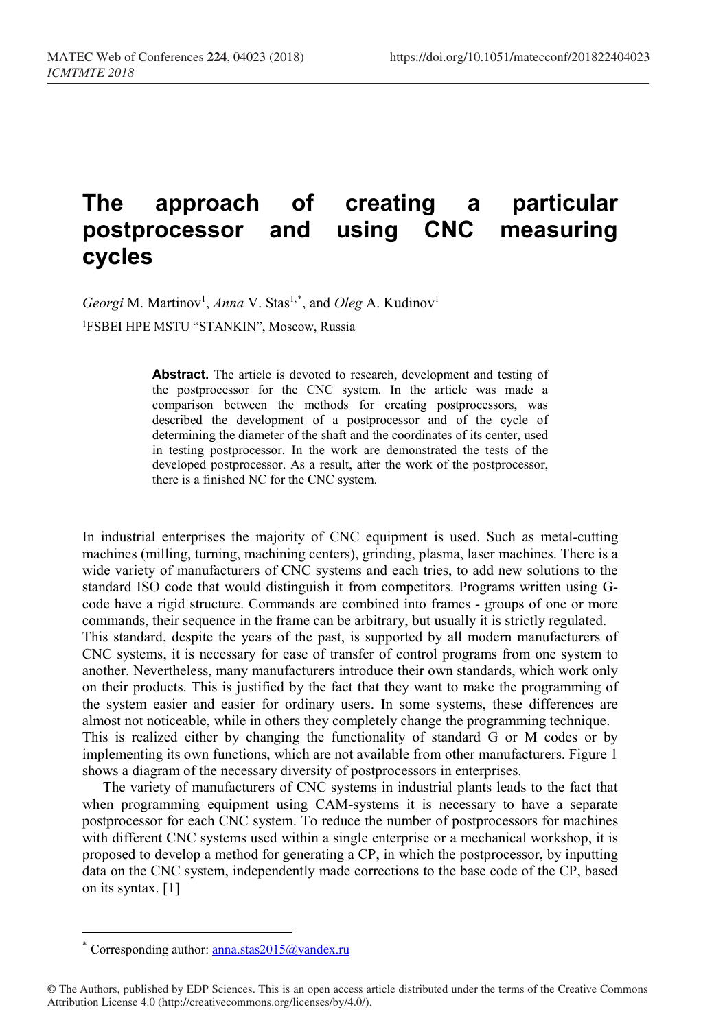# The approach of creating a particular postprocessor and using CNC measuring cycles

*Georgi* M. Martinov[1], *Anna* V. Stas[1,*], and *Oleg* A. Kudinov[1]

[1]FSBEI HPE MSTU "STANKIN", Moscow, Russia

**Abstract.** The article is devoted to research, development and testing of the postprocessor for the CNC system. In the article was made a comparison between the methods for creating postprocessors, was described the development of a postprocessor and of the cycle of determining the diameter of the shaft and the coordinates of its center, used in testing postprocessor. In the work are demonstrated the tests of the developed postprocessor. As a result, after the work of the postprocessor, there is a finished NC for the CNC system.

In industrial enterprises the majority of CNC equipment is used. Such as metal-cutting machines (milling, turning, machining centers), grinding, plasma, laser machines. There is a wide variety of manufacturers of CNC systems and each tries, to add new solutions to the standard ISO code that would distinguish it from competitors. Programs written using G-code have a rigid structure. Commands are combined into frames - groups of one or more commands, their sequence in the frame can be arbitrary, but usually it is strictly regulated. This standard, despite the years of the past, is supported by all modern manufacturers of CNC systems, it is necessary for ease of transfer of control programs from one system to another. Nevertheless, many manufacturers introduce their own standards, which work only on their products. This is justified by the fact that they want to make the programming of the system easier and easier for ordinary users. In some systems, these differences are almost not noticeable, while in others they completely change the programming technique. This is realized either by changing the functionality of standard G or M codes or by implementing its own functions, which are not available from other manufacturers. Figure 1 shows a diagram of the necessary diversity of postprocessors in enterprises.

The variety of manufacturers of CNC systems in industrial plants leads to the fact that when programming equipment using CAM-systems it is necessary to have a separate postprocessor for each CNC system. To reduce the number of postprocessors for machines with different CNC systems used within a single enterprise or a mechanical workshop, it is proposed to develop a method for generating a CP, in which the postprocessor, by inputting data on the CNC system, independently made corrections to the base code of the CP, based on its syntax. [1]

* Corresponding author: anna.stas2015@yandex.ru

© The Authors, published by EDP Sciences. This is an open access article distributed under the terms of the Creative Commons Attribution License 4.0 (http://creativecommons.org/licenses/by/4.0/).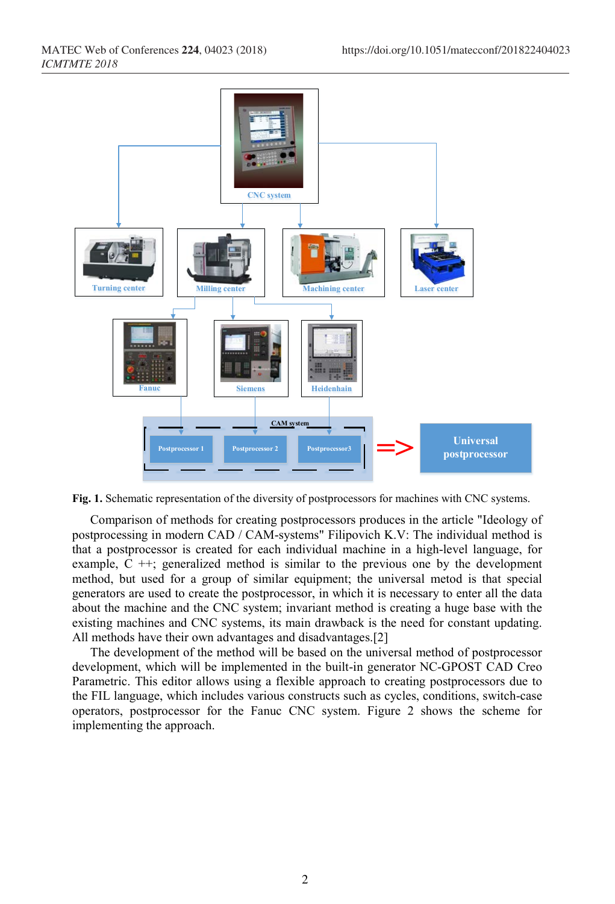**Fig. 1.** Schematic representation of the diversity of postprocessors for machines with CNC systems.

Comparison of methods for creating postprocessors produces in the article "Ideology of postprocessing in modern CAD / CAM-systems" Filipovich K.V: The individual method is that a postprocessor is created for each individual machine in a high-level language, for example, C ++; generalized method is similar to the previous one by the development method, but used for a group of similar equipment; the universal metod is that special generators are used to create the postprocessor, in which it is necessary to enter all the data about the machine and the CNC system; invariant method is creating a huge base with the existing machines and CNC systems, its main drawback is the need for constant updating. All methods have their own advantages and disadvantages.[2]

The development of the method will be based on the universal method of postprocessor development, which will be implemented in the built-in generator NC-GPOST CAD Creo Parametric. This editor allows using a flexible approach to creating postprocessors due to the FIL language, which includes various constructs such as cycles, conditions, switch-case operators, postprocessor for the Fanuc CNC system. Figure 2 shows the scheme for implementing the approach.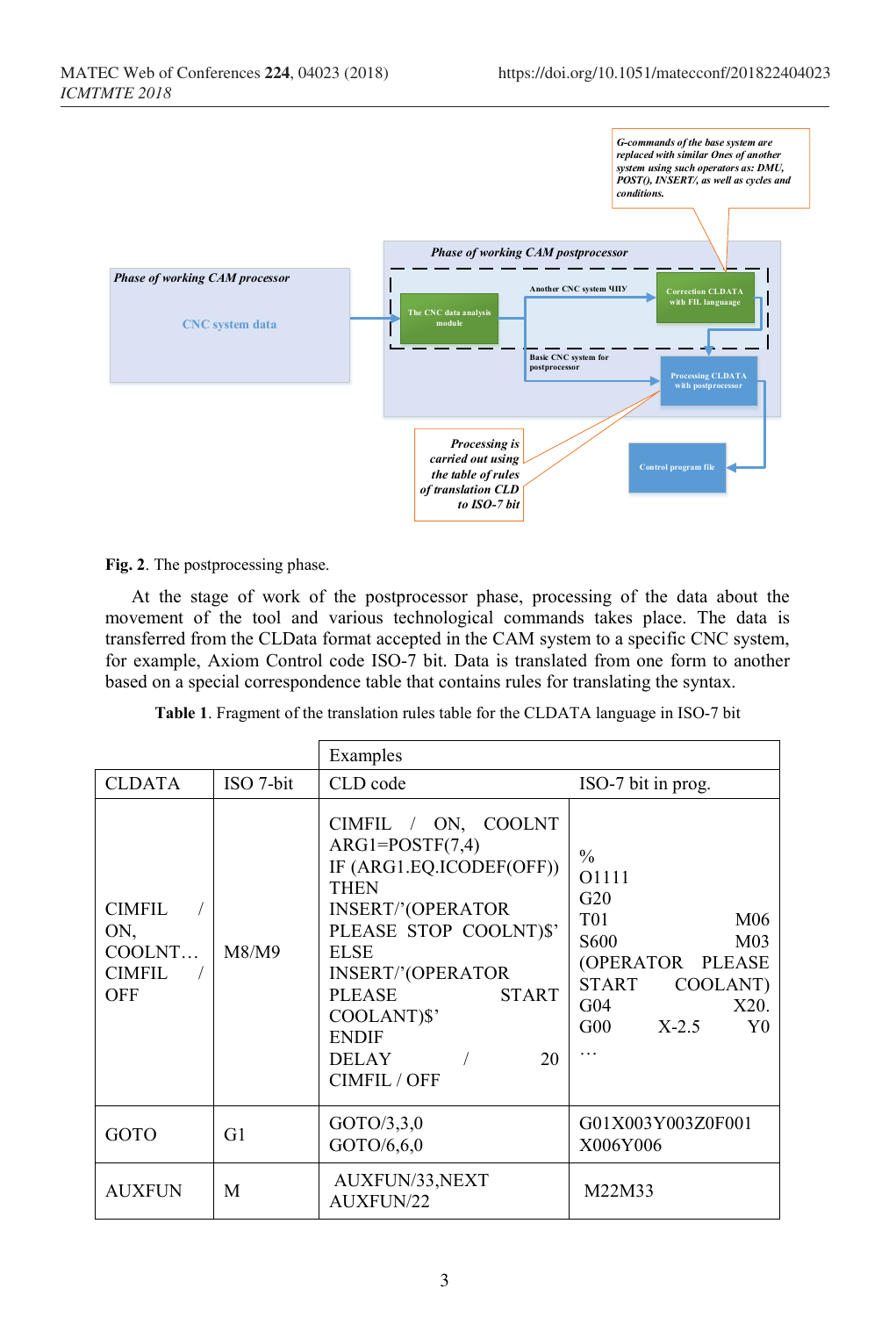**Fig. 2**. The postprocessing phase.

At the stage of work of the postprocessor phase, processing of the data about the movement of the tool and various technological commands takes place. The data is transferred from the CLData format accepted in the CAM system to a specific CNC system, for example, Axiom Control code ISO-7 bit. Data is translated from one form to another based on a special correspondence table that contains rules for translating the syntax.

**Table 1**. Fragment of the translation rules table for the CLDATA language in ISO-7 bit

| | | Examples | |
|---|---|---|---|
| CLDATA | ISO 7-bit | CLD code | ISO-7 bit in prog. |
| CIMFIL / ON, COOLNT… CIMFIL / OFF | M8/M9 | CIMFIL / ON, COOLNT ARG1=POSTF(7,4) IF (ARG1.EQ.ICODEF(OFF)) THEN INSERT/'(OPERATOR PLEASE STOP COOLNT)$' ELSE INSERT/'(OPERATOR PLEASE START COOLANT)$' ENDIF DELAY / 20 CIMFIL / OFF | % O1111 G20 T01 M06 S600 M03 (OPERATOR PLEASE START COOLANT) G04 X20. G00 X-2.5 Y0 … |
| GOTO | G1 | GOTO/3,3,0 GOTO/6,6,0 | G01X003Y003Z0F001 X006Y006 |
| AUXFUN | M | AUXFUN/33,NEXT AUXFUN/22 | M22M33 |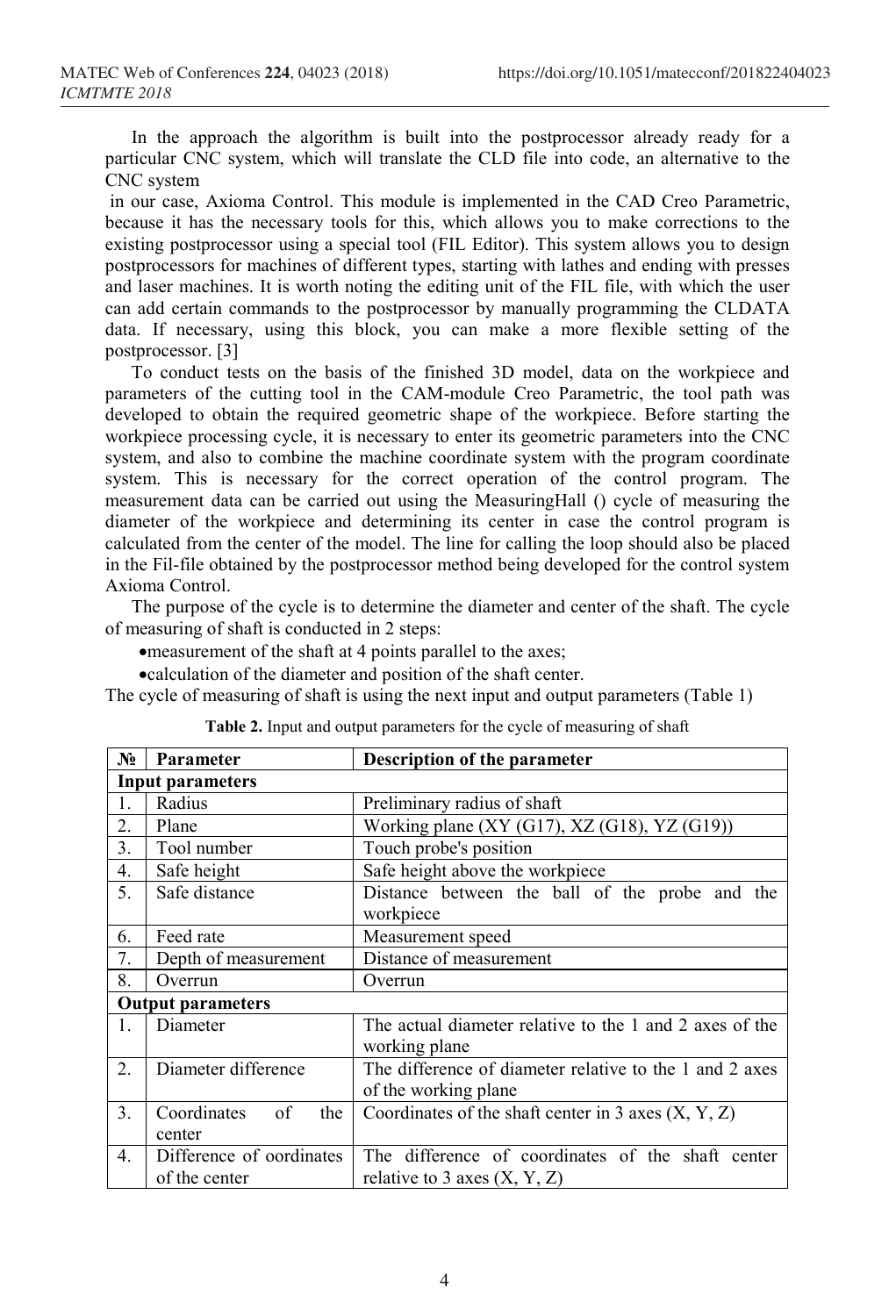In the approach the algorithm is built into the postprocessor already ready for a particular CNC system, which will translate the CLD file into code, an alternative to the CNC system

in our case, Axioma Control. This module is implemented in the CAD Creo Parametric, because it has the necessary tools for this, which allows you to make corrections to the existing postprocessor using a special tool (FIL Editor). This system allows you to design postprocessors for machines of different types, starting with lathes and ending with presses and laser machines. It is worth noting the editing unit of the FIL file, with which the user can add certain commands to the postprocessor by manually programming the CLDATA data. If necessary, using this block, you can make a more flexible setting of the postprocessor. [3]

To conduct tests on the basis of the finished 3D model, data on the workpiece and parameters of the cutting tool in the CAM-module Creo Parametric, the tool path was developed to obtain the required geometric shape of the workpiece. Before starting the workpiece processing cycle, it is necessary to enter its geometric parameters into the CNC system, and also to combine the machine coordinate system with the program coordinate system. This is necessary for the correct operation of the control program. The measurement data can be carried out using the MeasuringHall () cycle of measuring the diameter of the workpiece and determining its center in case the control program is calculated from the center of the model. The line for calling the loop should also be placed in the Fil-file obtained by the postprocessor method being developed for the control system Axioma Control.

The purpose of the cycle is to determine the diameter and center of the shaft. The cycle of measuring of shaft is conducted in 2 steps:

- measurement of the shaft at 4 points parallel to the axes;
- calculation of the diameter and position of the shaft center.

The cycle of measuring of shaft is using the next input and output parameters (Table 1)

**Table 2.** Input and output parameters for the cycle of measuring of shaft

| № | Parameter | Description of the parameter |
|---|---|---|
| **Input parameters** | | |
| 1. | Radius | Preliminary radius of shaft |
| 2. | Plane | Working plane (XY (G17), XZ (G18), YZ (G19)) |
| 3. | Tool number | Touch probe's position |
| 4. | Safe height | Safe height above the workpiece |
| 5. | Safe distance | Distance between the ball of the probe and the workpiece |
| 6. | Feed rate | Measurement speed |
| 7. | Depth of measurement | Distance of measurement |
| 8. | Overrun | Overrun |
| **Output parameters** | | |
| 1. | Diameter | The actual diameter relative to the 1 and 2 axes of the working plane |
| 2. | Diameter difference | The difference of diameter relative to the 1 and 2 axes of the working plane |
| 3. | Coordinates of the center | Coordinates of the shaft center in 3 axes (X, Y, Z) |
| 4. | Difference of oordinates of the center | The difference of coordinates of the shaft center relative to 3 axes (X, Y, Z) |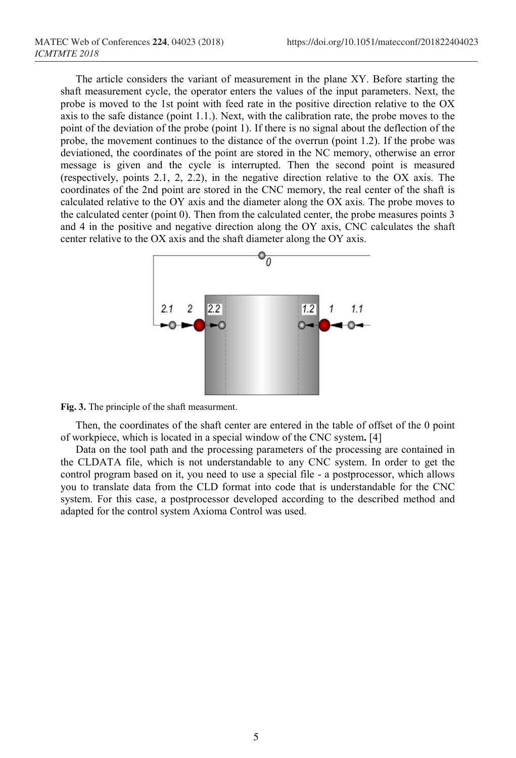The article considers the variant of measurement in the plane XY. Before starting the shaft measurement cycle, the operator enters the values of the input parameters. Next, the probe is moved to the 1st point with feed rate in the positive direction relative to the OX axis to the safe distance (point 1.1.). Next, with the calibration rate, the probe moves to the point of the deviation of the probe (point 1). If there is no signal about the deflection of the probe, the movement continues to the distance of the overrun (point 1.2). If the probe was deviationed, the coordinates of the point are stored in the NC memory, otherwise an error message is given and the cycle is interrupted. Then the second point is measured (respectively, points 2.1, 2, 2.2), in the negative direction relative to the OX axis. The coordinates of the 2nd point are stored in the CNC memory, the real center of the shaft is calculated relative to the OY axis and the diameter along the OX axis. The probe moves to the calculated center (point 0). Then from the calculated center, the probe measures points 3 and 4 in the positive and negative direction along the OY axis, CNC calculates the shaft center relative to the OX axis and the shaft diameter along the OY axis.

**Fig. 3.** The principle of the shaft measurment.

Then, the coordinates of the shaft center are entered in the table of offset of the 0 point of workpiece, which is located in a special window of the CNC system**.** [4]

Data on the tool path and the processing parameters of the processing are contained in the CLDATA file, which is not understandable to any CNC system. In order to get the control program based on it, you need to use a special file - a postprocessor, which allows you to translate data from the CLD format into code that is understandable for the CNC system. For this case, a postprocessor developed according to the described method and adapted for the control system Axioma Control was used.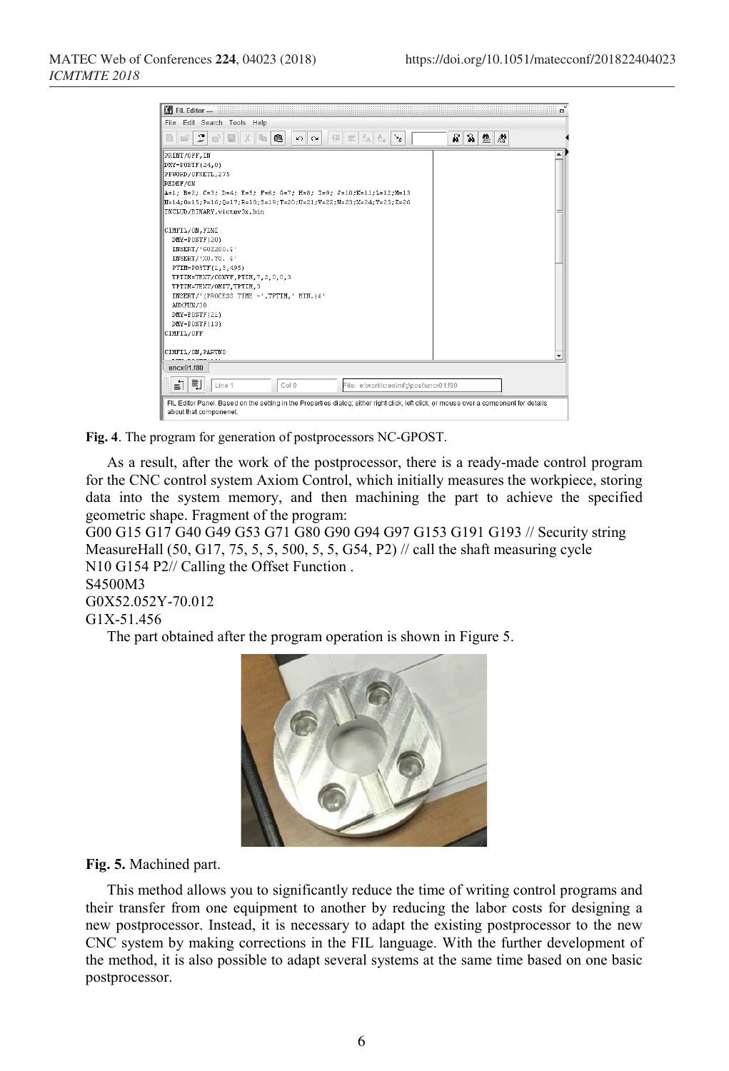**Fig. 4**. The program for generation of postprocessors NC-GPOST.

As a result, after the work of the postprocessor, there is a ready-made control program for the CNC control system Axiom Control, which initially measures the workpiece, storing data into the system memory, and then machining the part to achieve the specified geometric shape. Fragment of the program:

```
G00 G15 G17 G40 G49 G53 G71 G80 G90 G94 G97 G153 G191 G193 // Security string
MeasureHall (50, G17, 75, 5, 5, 500, 5, 5, G54, P2) // call the shaft measuring cycle
N10 G154 P2// Calling the Offset Function .
S4500M3
G0X52.052Y-70.012
G1X-51.456
```

The part obtained after the program operation is shown in Figure 5.

**Fig. 5.** Machined part.

This method allows you to significantly reduce the time of writing control programs and their transfer from one equipment to another by reducing the labor costs for designing a new postprocessor. Instead, it is necessary to adapt the existing postprocessor to the new CNC system by making corrections in the FIL language. With the further development of the method, it is also possible to adapt several systems at the same time based on one basic postprocessor.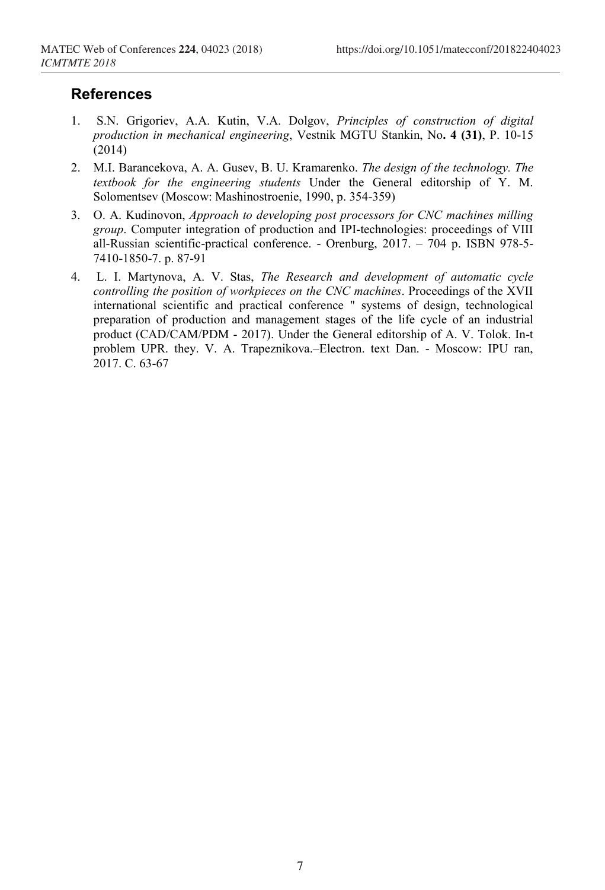## References

1. S.N. Grigoriev, A.A. Kutin, V.A. Dolgov, *Principles of construction of digital production in mechanical engineering*, Vestnik MGTU Stankin, No**. 4 (31)**, P. 10-15 (2014)
2. M.I. Barancekova, A. A. Gusev, B. U. Kramarenko. *The design of the technology. The textbook for the engineering students* Under the General editorship of Y. M. Solomentsev (Moscow: Mashinostroenie, 1990, p. 354-359)
3. O. A. Kudinovon, *Approach to developing post processors for CNC machines milling group*. Computer integration of production and IPI-technologies: proceedings of VIII all-Russian scientific-practical conference. - Orenburg, 2017. – 704 p. ISBN 978-5-7410-1850-7. p. 87-91
4. L. I. Martynova, A. V. Stas, *The Research and development of automatic cycle controlling the position of workpieces on the CNC machines*. Proceedings of the XVII international scientific and practical conference " systems of design, technological preparation of production and management stages of the life cycle of an industrial product (CAD/CAM/PDM - 2017). Under the General editorship of A. V. Tolok. In-t problem UPR. they. V. A. Trapeznikova.–Electron. text Dan. - Moscow: IPU ran, 2017. C. 63-67